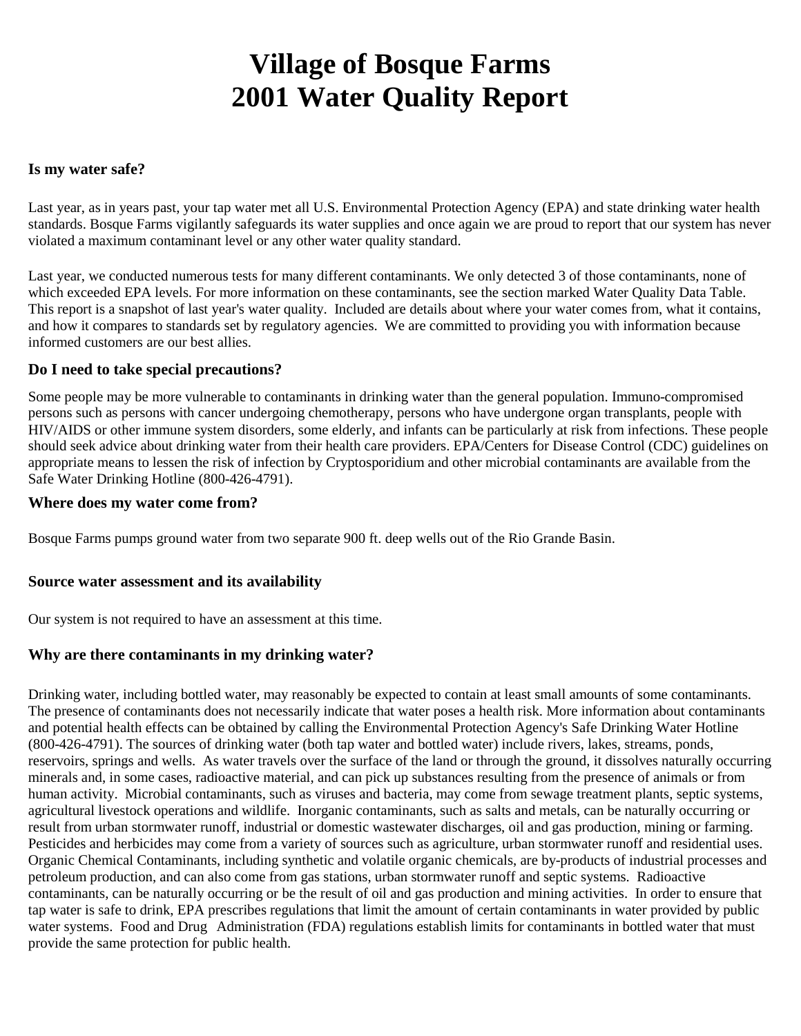# Village of Bosque Farms
# 2001 Water Quality Report

### Is my water safe?

Last year, as in years past, your tap water met all U.S. Environmental Protection Agency (EPA) and state drinking water health standards. Bosque Farms vigilantly safeguards its water supplies and once again we are proud to report that our system has never violated a maximum contaminant level or any other water quality standard.

Last year, we conducted numerous tests for many different contaminants. We only detected 3 of those contaminants, none of which exceeded EPA levels. For more information on these contaminants, see the section marked Water Quality Data Table. This report is a snapshot of last year's water quality. Included are details about where your water comes from, what it contains, and how it compares to standards set by regulatory agencies. We are committed to providing you with information because informed customers are our best allies.

### Do I need to take special precautions?

Some people may be more vulnerable to contaminants in drinking water than the general population. Immuno-compromised persons such as persons with cancer undergoing chemotherapy, persons who have undergone organ transplants, people with HIV/AIDS or other immune system disorders, some elderly, and infants can be particularly at risk from infections. These people should seek advice about drinking water from their health care providers. EPA/Centers for Disease Control (CDC) guidelines on appropriate means to lessen the risk of infection by Cryptosporidium and other microbial contaminants are available from the Safe Water Drinking Hotline (800-426-4791).

### Where does my water come from?

Bosque Farms pumps ground water from two separate 900 ft. deep wells out of the Rio Grande Basin.

### Source water assessment and its availability

Our system is not required to have an assessment at this time.

### Why are there contaminants in my drinking water?

Drinking water, including bottled water, may reasonably be expected to contain at least small amounts of some contaminants. The presence of contaminants does not necessarily indicate that water poses a health risk. More information about contaminants and potential health effects can be obtained by calling the Environmental Protection Agency's Safe Drinking Water Hotline (800-426-4791). The sources of drinking water (both tap water and bottled water) include rivers, lakes, streams, ponds, reservoirs, springs and wells. As water travels over the surface of the land or through the ground, it dissolves naturally occurring minerals and, in some cases, radioactive material, and can pick up substances resulting from the presence of animals or from human activity. Microbial contaminants, such as viruses and bacteria, may come from sewage treatment plants, septic systems, agricultural livestock operations and wildlife. Inorganic contaminants, such as salts and metals, can be naturally occurring or result from urban stormwater runoff, industrial or domestic wastewater discharges, oil and gas production, mining or farming. Pesticides and herbicides may come from a variety of sources such as agriculture, urban stormwater runoff and residential uses. Organic Chemical Contaminants, including synthetic and volatile organic chemicals, are by-products of industrial processes and petroleum production, and can also come from gas stations, urban stormwater runoff and septic systems. Radioactive contaminants, can be naturally occurring or be the result of oil and gas production and mining activities. In order to ensure that tap water is safe to drink, EPA prescribes regulations that limit the amount of certain contaminants in water provided by public water systems. Food and Drug Administration (FDA) regulations establish limits for contaminants in bottled water that must provide the same protection for public health.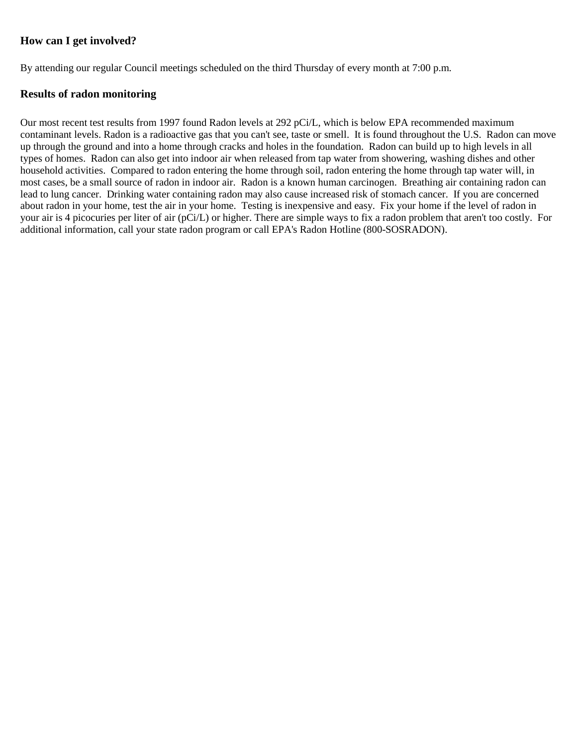### How can I get involved?

By attending our regular Council meetings scheduled on the third Thursday of every month at 7:00 p.m.

### Results of radon monitoring

Our most recent test results from 1997 found Radon levels at 292 pCi/L, which is below EPA recommended maximum contaminant levels. Radon is a radioactive gas that you can't see, taste or smell. It is found throughout the U.S. Radon can move up through the ground and into a home through cracks and holes in the foundation. Radon can build up to high levels in all types of homes. Radon can also get into indoor air when released from tap water from showering, washing dishes and other household activities. Compared to radon entering the home through soil, radon entering the home through tap water will, in most cases, be a small source of radon in indoor air. Radon is a known human carcinogen. Breathing air containing radon can lead to lung cancer. Drinking water containing radon may also cause increased risk of stomach cancer. If you are concerned about radon in your home, test the air in your home. Testing is inexpensive and easy. Fix your home if the level of radon in your air is 4 picocuries per liter of air (pCi/L) or higher. There are simple ways to fix a radon problem that aren't too costly. For additional information, call your state radon program or call EPA's Radon Hotline (800-SOSRADON).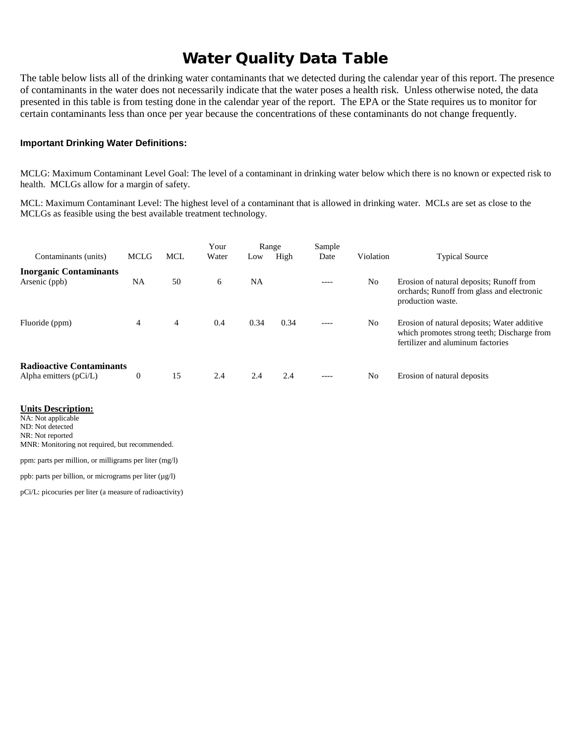# Water Quality Data Table

The table below lists all of the drinking water contaminants that we detected during the calendar year of this report. The presence of contaminants in the water does not necessarily indicate that the water poses a health risk. Unless otherwise noted, the data presented in this table is from testing done in the calendar year of the report. The EPA or the State requires us to monitor for certain contaminants less than once per year because the concentrations of these contaminants do not change frequently.

**Important Drinking Water Definitions:**

MCLG: Maximum Contaminant Level Goal: The level of a contaminant in drinking water below which there is no known or expected risk to health. MCLGs allow for a margin of safety.

MCL: Maximum Contaminant Level: The highest level of a contaminant that is allowed in drinking water. MCLs are set as close to the MCLGs as feasible using the best available treatment technology.

| Contaminants (units) | MCLG | MCL | Your Water | Range Low | Range High | Sample Date | Violation | Typical Source |
|---|---|---|---|---|---|---|---|---|
| **Inorganic Contaminants** | | | | | | | | |
| Arsenic (ppb) | NA | 50 | 6 | NA | | ---- | No | Erosion of natural deposits; Runoff from orchards; Runoff from glass and electronic production waste. |
| Fluoride (ppm) | 4 | 4 | 0.4 | 0.34 | 0.34 | ---- | No | Erosion of natural deposits; Water additive which promotes strong teeth; Discharge from fertilizer and aluminum factories |
| **Radioactive Contaminants** | | | | | | | | |
| Alpha emitters (pCi/L) | 0 | 15 | 2.4 | 2.4 | 2.4 | ---- | No | Erosion of natural deposits |

**Units Description:**

NA: Not applicable
ND: Not detected
NR: Not reported
MNR: Monitoring not required, but recommended.

ppm: parts per million, or milligrams per liter (mg/l)

ppb: parts per billion, or micrograms per liter (µg/l)

pCi/L: picocuries per liter (a measure of radioactivity)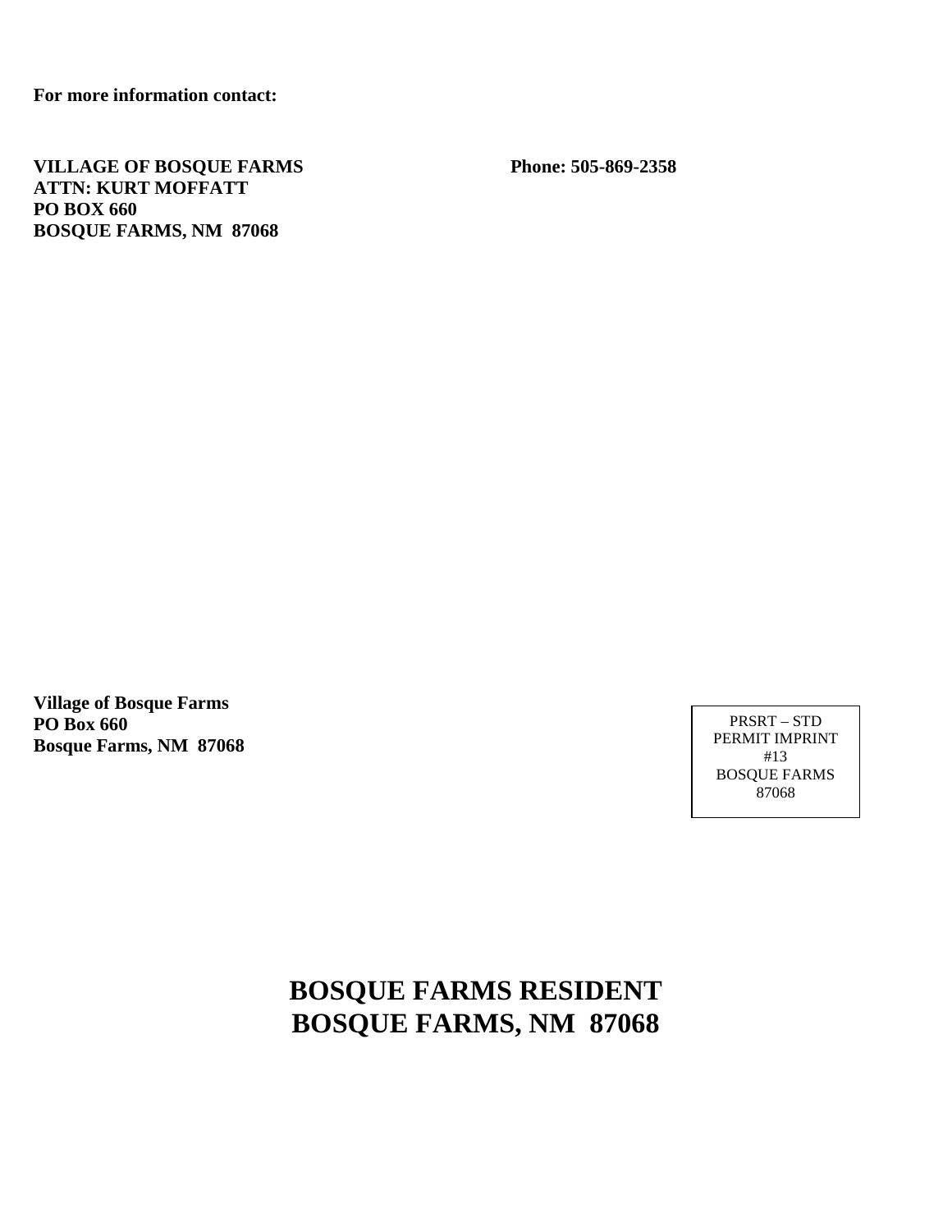**For more information contact:**

**VILLAGE OF BOSQUE FARMS**
**ATTN: KURT MOFFATT**
**PO BOX 660**
**BOSQUE FARMS, NM 87068**

**Phone: 505-869-2358**

**Village of Bosque Farms**
**PO Box 660**
**Bosque Farms, NM 87068**

PRSRT – STD
PERMIT IMPRINT
#13
BOSQUE FARMS
87068

**BOSQUE FARMS RESIDENT**
**BOSQUE FARMS, NM 87068**